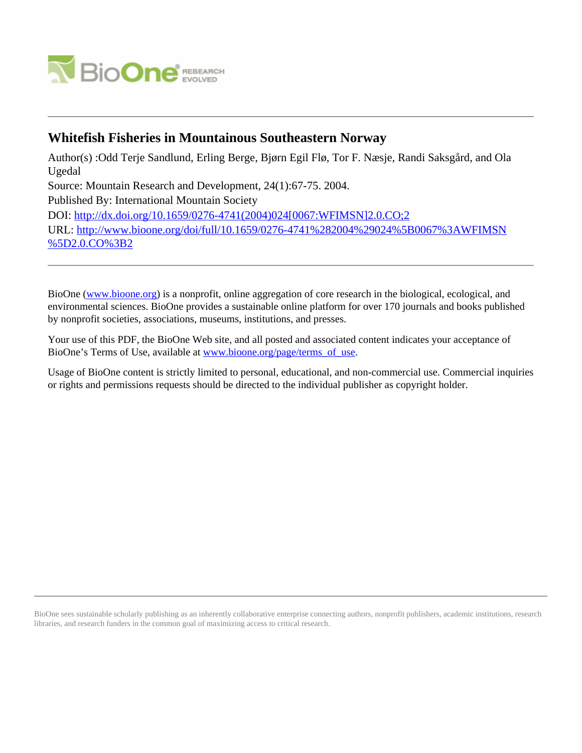# Whitefish Fisheries in Mountainous Southeastern Norway

Author(s) :Odd Terje Sandlund, Erling Berge, Bjørn Egil Flø, Tor F. Næsje, Randi Saksgård, and Ola Ugedal

Source: Mountain Research and Development, 24(1):67-75. 2004.

Published By: International Mountain Society

DOI: http://dx.doi.org/10.1659/0276-4741(2004)024[0067:WFIMSN]2.0.CO;2

URL: http://www.bioone.org/doi/full/10.1659/0276-4741%282004%29024%5B0067%3AWFIMSN%5D2.0.CO%3B2

BioOne (www.bioone.org) is a nonprofit, online aggregation of core research in the biological, ecological, and environmental sciences. BioOne provides a sustainable online platform for over 170 journals and books published by nonprofit societies, associations, museums, institutions, and presses.

Your use of this PDF, the BioOne Web site, and all posted and associated content indicates your acceptance of BioOne's Terms of Use, available at www.bioone.org/page/terms_of_use.

Usage of BioOne content is strictly limited to personal, educational, and non-commercial use. Commercial inquiries or rights and permissions requests should be directed to the individual publisher as copyright holder.

BioOne sees sustainable scholarly publishing as an inherently collaborative enterprise connecting authors, nonprofit publishers, academic institutions, research libraries, and research funders in the common goal of maximizing access to critical research.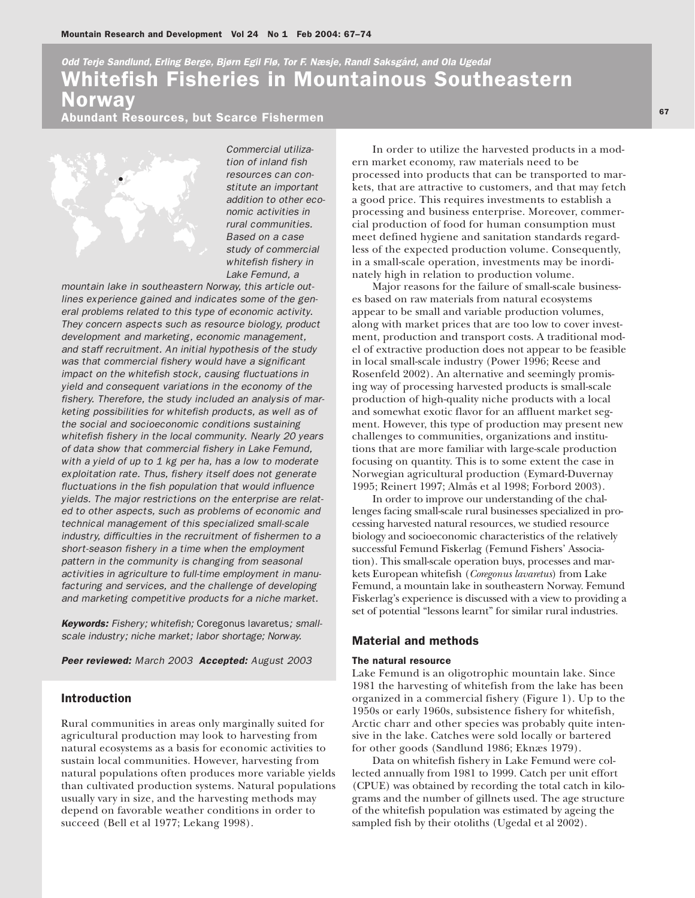*Odd Terje Sandlund, Erling Berge, Bjørn Egil Flø, Tor F. Næsje, Randi Saksgård, and Ola Ugedal*

# Whitefish Fisheries in Mountainous Southeastern Norway

## Abundant Resources, but Scarce Fishermen

*Commercial utilization of inland fish resources can constitute an important addition to other economic activities in rural communities. Based on a case study of commercial whitefish fishery in Lake Femund, a mountain lake in southeastern Norway, this article outlines experience gained and indicates some of the general problems related to this type of economic activity. They concern aspects such as resource biology, product development and marketing, economic management, and staff recruitment. An initial hypothesis of the study was that commercial fishery would have a significant impact on the whitefish stock, causing fluctuations in yield and consequent variations in the economy of the fishery. Therefore, the study included an analysis of marketing possibilities for whitefish products, as well as of the social and socioeconomic conditions sustaining whitefish fishery in the local community. Nearly 20 years of data show that commercial fishery in Lake Femund, with a yield of up to 1 kg per ha, has a low to moderate exploitation rate. Thus, fishery itself does not generate fluctuations in the fish population that would influence yields. The major restrictions on the enterprise are related to other aspects, such as problems of economic and technical management of this specialized small-scale industry, difficulties in the recruitment of fishermen to a short-season fishery in a time when the employment pattern in the community is changing from seasonal activities in agriculture to full-time employment in manufacturing and services, and the challenge of developing and marketing competitive products for a niche market.*

***Keywords:*** *Fishery; whitefish;* Coregonus lavaretus*; small-scale industry; niche market; labor shortage; Norway.*

***Peer reviewed:*** *March 2003* ***Accepted:*** *August 2003*

## Introduction

Rural communities in areas only marginally suited for agricultural production may look to harvesting from natural ecosystems as a basis for economic activities to sustain local communities. However, harvesting from natural populations often produces more variable yields than cultivated production systems. Natural populations usually vary in size, and the harvesting methods may depend on favorable weather conditions in order to succeed (Bell et al 1977; Lekang 1998).

In order to utilize the harvested products in a modern market economy, raw materials need to be processed into products that can be transported to markets, that are attractive to customers, and that may fetch a good price. This requires investments to establish a processing and business enterprise. Moreover, commercial production of food for human consumption must meet defined hygiene and sanitation standards regardless of the expected production volume. Consequently, in a small-scale operation, investments may be inordinately high in relation to production volume.

Major reasons for the failure of small-scale businesses based on raw materials from natural ecosystems appear to be small and variable production volumes, along with market prices that are too low to cover investment, production and transport costs. A traditional model of extractive production does not appear to be feasible in local small-scale industry (Power 1996; Reese and Rosenfeld 2002). An alternative and seemingly promising way of processing harvested products is small-scale production of high-quality niche products with a local and somewhat exotic flavor for an affluent market segment. However, this type of production may present new challenges to communities, organizations and institutions that are more familiar with large-scale production focusing on quantity. This is to some extent the case in Norwegian agricultural production (Eymard-Duvernay 1995; Reinert 1997; Almås et al 1998; Forbord 2003).

In order to improve our understanding of the challenges facing small-scale rural businesses specialized in processing harvested natural resources, we studied resource biology and socioeconomic characteristics of the relatively successful Femund Fiskerlag (Femund Fishers' Association). This small-scale operation buys, processes and markets European whitefish (*Coregonus lavaretus*) from Lake Femund, a mountain lake in southeastern Norway. Femund Fiskerlag's experience is discussed with a view to providing a set of potential "lessons learnt" for similar rural industries.

## Material and methods

### The natural resource

Lake Femund is an oligotrophic mountain lake. Since 1981 the harvesting of whitefish from the lake has been organized in a commercial fishery (Figure 1). Up to the 1950s or early 1960s, subsistence fishery for whitefish, Arctic charr and other species was probably quite intensive in the lake. Catches were sold locally or bartered for other goods (Sandlund 1986; Eknæs 1979).

Data on whitefish fishery in Lake Femund were collected annually from 1981 to 1999. Catch per unit effort (CPUE) was obtained by recording the total catch in kilograms and the number of gillnets used. The age structure of the whitefish population was estimated by ageing the sampled fish by their otoliths (Ugedal et al 2002).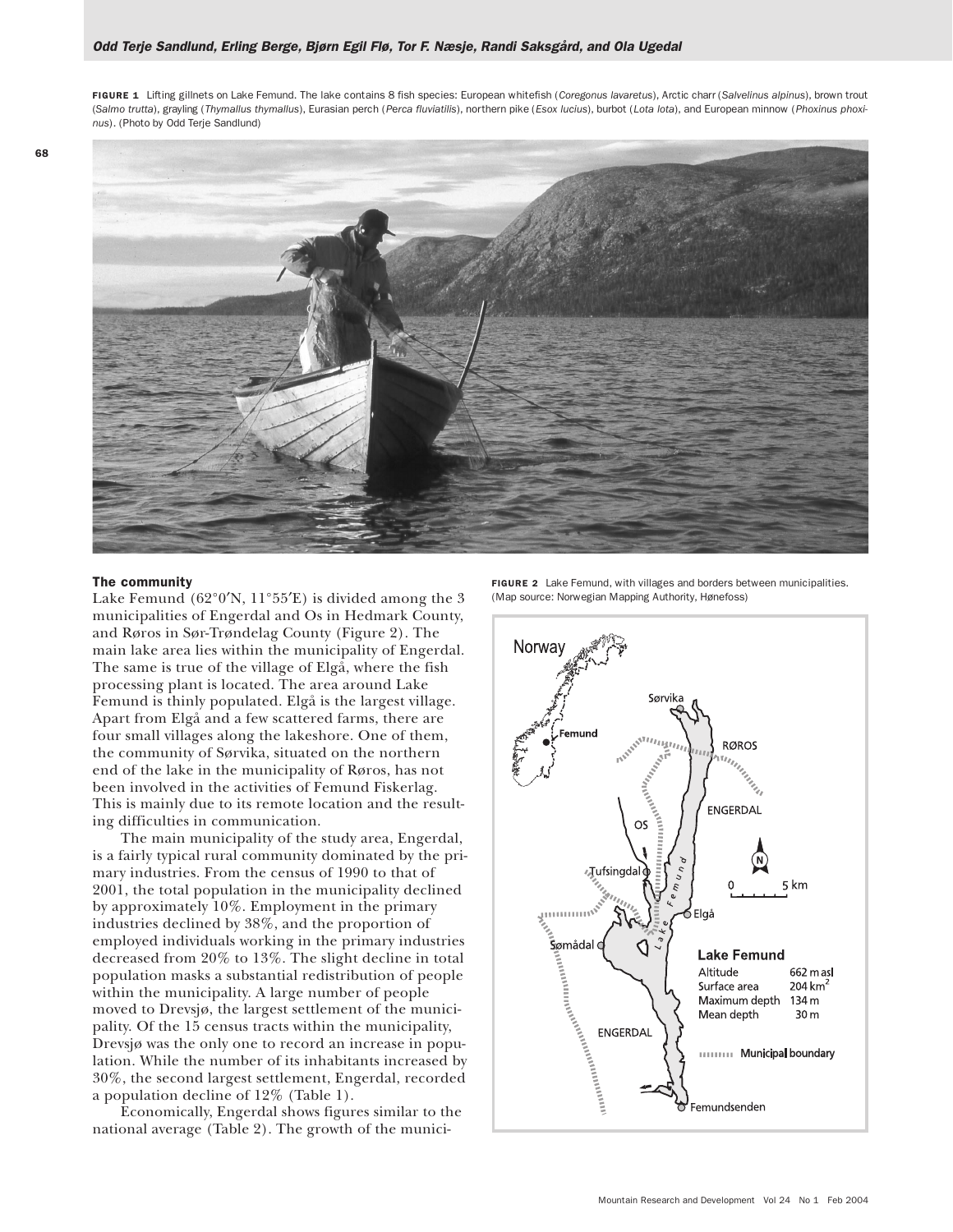FIGURE 1 Lifting gillnets on Lake Femund. The lake contains 8 fish species: European whitefish (*Coregonus lavaretus*), Arctic charr (*Salvelinus alpinus*), brown trout (*Salmo trutta*), grayling (*Thymallus thymallus*), Eurasian perch (*Perca fluviatilis*), northern pike (*Esox lucius*), burbot (*Lota lota*), and European minnow (*Phoxinus phoxinus*). (Photo by Odd Terje Sandlund)

### The community

Lake Femund (62°0′N, 11°55′E) is divided among the 3 municipalities of Engerdal and Os in Hedmark County, and Røros in Sør-Trøndelag County (Figure 2). The main lake area lies within the municipality of Engerdal. The same is true of the village of Elgå, where the fish processing plant is located. The area around Lake Femund is thinly populated. Elgå is the largest village. Apart from Elgå and a few scattered farms, there are four small villages along the lakeshore. One of them, the community of Sørvika, situated on the northern end of the lake in the municipality of Røros, has not been involved in the activities of Femund Fiskerlag. This is mainly due to its remote location and the resulting difficulties in communication.

The main municipality of the study area, Engerdal, is a fairly typical rural community dominated by the primary industries. From the census of 1990 to that of 2001, the total population in the municipality declined by approximately 10%. Employment in the primary industries declined by 38%, and the proportion of employed individuals working in the primary industries decreased from 20% to 13%. The slight decline in total population masks a substantial redistribution of people within the municipality. A large number of people moved to Drevsjø, the largest settlement of the municipality. Of the 15 census tracts within the municipality, Drevsjø was the only one to record an increase in population. While the number of its inhabitants increased by 30%, the second largest settlement, Engerdal, recorded a population decline of 12% (Table 1).

Economically, Engerdal shows figures similar to the national average (Table 2). The growth of the munici-

FIGURE 2 Lake Femund, with villages and borders between municipalities. (Map source: Norwegian Mapping Authority, Hønefoss)

Lake Femund
Altitude 662 m asl
Surface area 204 km²
Maximum depth 134 m
Mean depth 30 m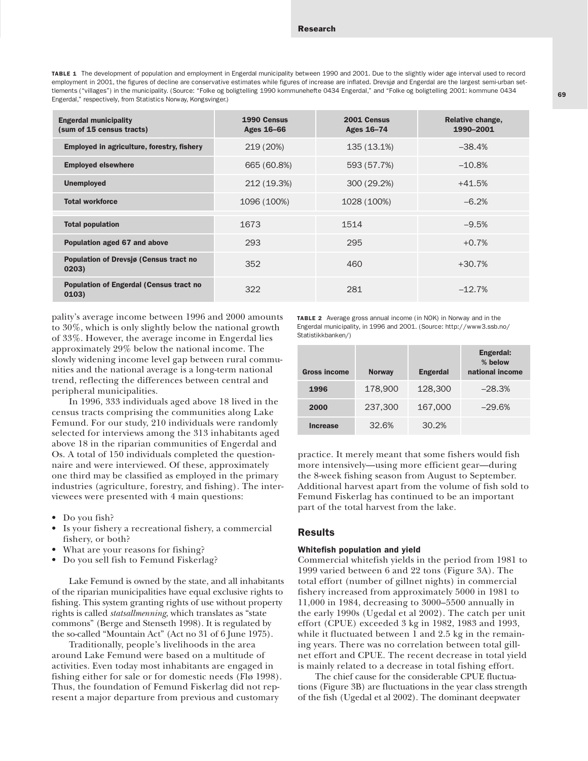**TABLE 1** The development of population and employment in Engerdal municipality between 1990 and 2001. Due to the slightly wider age interval used to record employment in 2001, the figures of decline are conservative estimates while figures of increase are inflated. Drevsjø and Engerdal are the largest semi-urban settlements ("villages") in the municipality. (Source: "Folke og boligtelling 1990 kommunehefte 0434 Engerdal," and "Folke og boligtelling 2001: kommune 0434 Engerdal," respectively, from Statistics Norway, Kongsvinger.)

| Engerdal municipality (sum of 15 census tracts) | 1990 Census Ages 16–66 | 2001 Census Ages 16–74 | Relative change, 1990–2001 |
|---|---|---|---|
| Employed in agriculture, forestry, fishery | 219 (20%) | 135 (13.1%) | –38.4% |
| Employed elsewhere | 665 (60.8%) | 593 (57.7%) | –10.8% |
| Unemployed | 212 (19.3%) | 300 (29.2%) | +41.5% |
| Total workforce | 1096 (100%) | 1028 (100%) | –6.2% |
| Total population | 1673 | 1514 | –9.5% |
| Population aged 67 and above | 293 | 295 | +0.7% |
| Population of Drevsjø (Census tract no 0203) | 352 | 460 | +30.7% |
| Population of Engerdal (Census tract no 0103) | 322 | 281 | –12.7% |

pality's average income between 1996 and 2000 amounts to 30%, which is only slightly below the national growth of 33%. However, the average income in Engerdal lies approximately 29% below the national income. The slowly widening income level gap between rural communities and the national average is a long-term national trend, reflecting the differences between central and peripheral municipalities.

In 1996, 333 individuals aged above 18 lived in the census tracts comprising the communities along Lake Femund. For our study, 210 individuals were randomly selected for interviews among the 313 inhabitants aged above 18 in the riparian communities of Engerdal and Os. A total of 150 individuals completed the questionnaire and were interviewed. Of these, approximately one third may be classified as employed in the primary industries (agriculture, forestry, and fishing). The interviewees were presented with 4 main questions:

- Do you fish?
- Is your fishery a recreational fishery, a commercial fishery, or both?
- What are your reasons for fishing?
- Do you sell fish to Femund Fiskerlag?

Lake Femund is owned by the state, and all inhabitants of the riparian municipalities have equal exclusive rights to fishing. This system granting rights of use without property rights is called *statsallmenning*, which translates as "state commons" (Berge and Stenseth 1998). It is regulated by the so-called "Mountain Act" (Act no 31 of 6 June 1975).

Traditionally, people's livelihoods in the area around Lake Femund were based on a multitude of activities. Even today most inhabitants are engaged in fishing either for sale or for domestic needs (Flø 1998). Thus, the foundation of Femund Fiskerlag did not represent a major departure from previous and customary practice. It merely meant that some fishers would fish more intensively—using more efficient gear—during the 8-week fishing season from August to September. Additional harvest apart from the volume of fish sold to Femund Fiskerlag has continued to be an important part of the total harvest from the lake.

**TABLE 2** Average gross annual income (in NOK) in Norway and in the Engerdal municipality, in 1996 and 2001. (Source: http://www3.ssb.no/Statistikkbanken/)

| Gross income | Norway | Engerdal | Engerdal: % below national income |
|---|---|---|---|
| 1996 | 178,900 | 128,300 | –28.3% |
| 2000 | 237,300 | 167,000 | –29.6% |
| Increase | 32.6% | 30.2% | |

## Results

### Whitefish population and yield

Commercial whitefish yields in the period from 1981 to 1999 varied between 6 and 22 tons (Figure 3A). The total effort (number of gillnet nights) in commercial fishery increased from approximately 5000 in 1981 to 11,000 in 1984, decreasing to 3000–5500 annually in the early 1990s (Ugedal et al 2002). The catch per unit effort (CPUE) exceeded 3 kg in 1982, 1983 and 1993, while it fluctuated between 1 and 2.5 kg in the remaining years. There was no correlation between total gillnet effort and CPUE. The recent decrease in total yield is mainly related to a decrease in total fishing effort.

The chief cause for the considerable CPUE fluctuations (Figure 3B) are fluctuations in the year class strength of the fish (Ugedal et al 2002). The dominant deepwater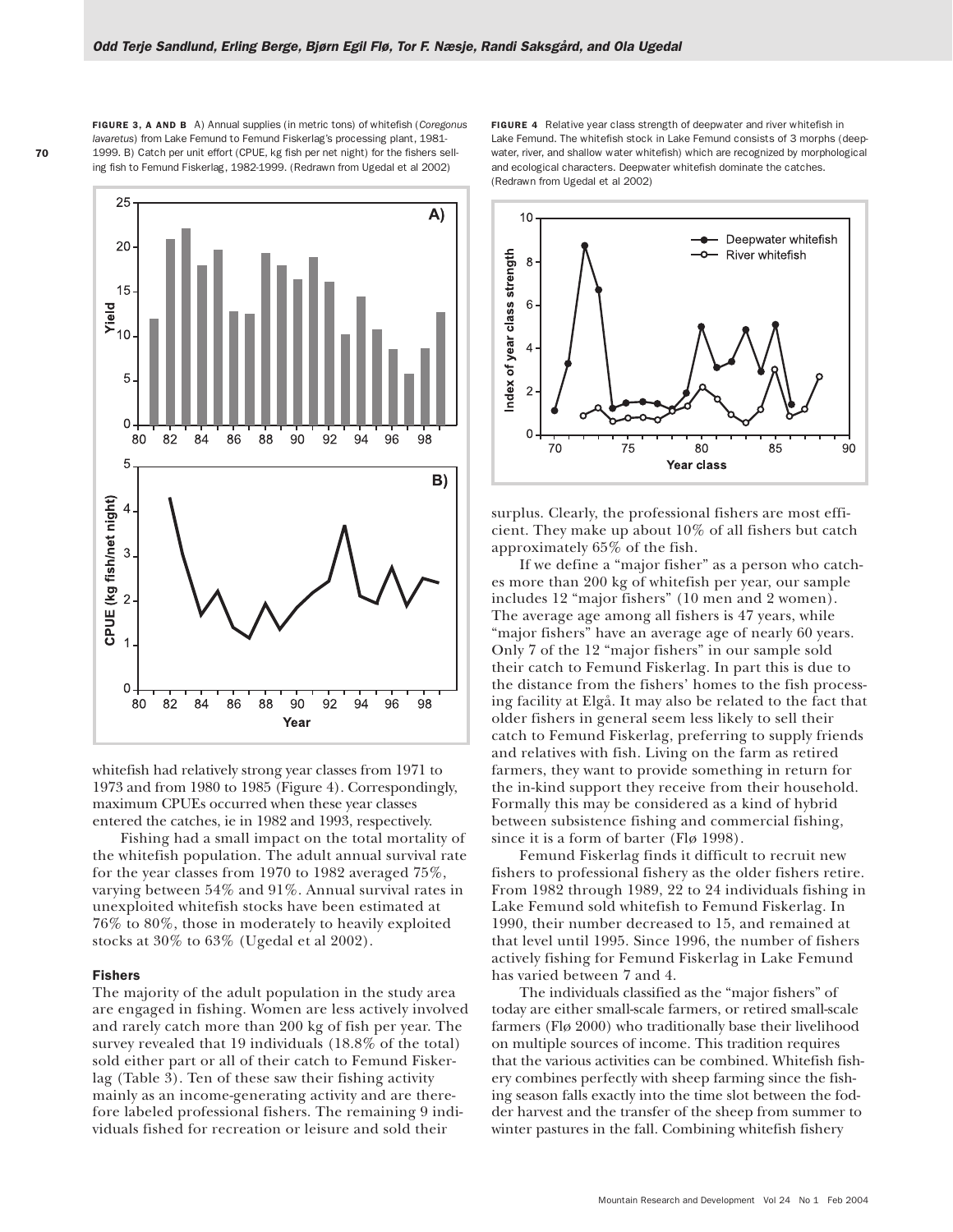**FIGURE 3, A AND B** A) Annual supplies (in metric tons) of whitefish (*Coregonus lavaretus*) from Lake Femund to Femund Fiskerlag's processing plant, 1981-1999. B) Catch per unit effort (CPUE, kg fish per net night) for the fishers selling fish to Femund Fiskerlag, 1982-1999. (Redrawn from Ugedal et al 2002)

**FIGURE 4** Relative year class strength of deepwater and river whitefish in Lake Femund. The whitefish stock in Lake Femund consists of 3 morphs (deepwater, river, and shallow water whitefish) which are recognized by morphological and ecological characters. Deepwater whitefish dominate the catches. (Redrawn from Ugedal et al 2002)

whitefish had relatively strong year classes from 1971 to 1973 and from 1980 to 1985 (Figure 4). Correspondingly, maximum CPUEs occurred when these year classes entered the catches, ie in 1982 and 1993, respectively.

Fishing had a small impact on the total mortality of the whitefish population. The adult annual survival rate for the year classes from 1970 to 1982 averaged 75%, varying between 54% and 91%. Annual survival rates in unexploited whitefish stocks have been estimated at 76% to 80%, those in moderately to heavily exploited stocks at 30% to 63% (Ugedal et al 2002).

### Fishers

The majority of the adult population in the study area are engaged in fishing. Women are less actively involved and rarely catch more than 200 kg of fish per year. The survey revealed that 19 individuals (18.8% of the total) sold either part or all of their catch to Femund Fiskerlag (Table 3). Ten of these saw their fishing activity mainly as an income-generating activity and are therefore labeled professional fishers. The remaining 9 individuals fished for recreation or leisure and sold their surplus. Clearly, the professional fishers are most efficient. They make up about 10% of all fishers but catch approximately 65% of the fish.

If we define a "major fisher" as a person who catches more than 200 kg of whitefish per year, our sample includes 12 "major fishers" (10 men and 2 women). The average age among all fishers is 47 years, while "major fishers" have an average age of nearly 60 years. Only 7 of the 12 "major fishers" in our sample sold their catch to Femund Fiskerlag. In part this is due to the distance from the fishers' homes to the fish processing facility at Elgå. It may also be related to the fact that older fishers in general seem less likely to sell their catch to Femund Fiskerlag, preferring to supply friends and relatives with fish. Living on the farm as retired farmers, they want to provide something in return for the in-kind support they receive from their household. Formally this may be considered as a kind of hybrid between subsistence fishing and commercial fishing, since it is a form of barter (Flø 1998).

Femund Fiskerlag finds it difficult to recruit new fishers to professional fishery as the older fishers retire. From 1982 through 1989, 22 to 24 individuals fishing in Lake Femund sold whitefish to Femund Fiskerlag. In 1990, their number decreased to 15, and remained at that level until 1995. Since 1996, the number of fishers actively fishing for Femund Fiskerlag in Lake Femund has varied between 7 and 4.

The individuals classified as the "major fishers" of today are either small-scale farmers, or retired small-scale farmers (Flø 2000) who traditionally base their livelihood on multiple sources of income. This tradition requires that the various activities can be combined. Whitefish fishery combines perfectly with sheep farming since the fishing season falls exactly into the time slot between the fodder harvest and the transfer of the sheep from summer to winter pastures in the fall. Combining whitefish fishery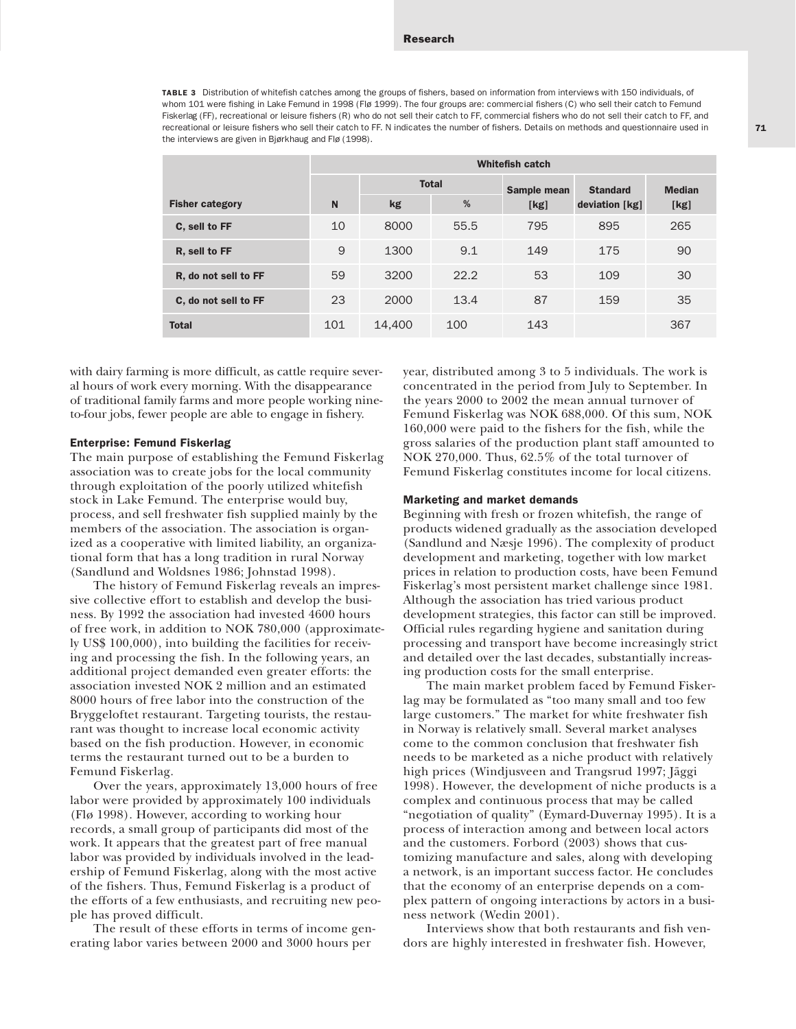**TABLE 3** Distribution of whitefish catches among the groups of fishers, based on information from interviews with 150 individuals, of whom 101 were fishing in Lake Femund in 1998 (Flø 1999). The four groups are: commercial fishers (C) who sell their catch to Femund Fiskerlag (FF), recreational or leisure fishers (R) who do not sell their catch to FF, commercial fishers who do not sell their catch to FF, and recreational or leisure fishers who sell their catch to FF. N indicates the number of fishers. Details on methods and questionnaire used in the interviews are given in Bjørkhaug and Flø (1998).

| | Whitefish catch | | | | | |
|---|---|---|---|---|---|---|
| | | Total | | Sample mean | Standard | Median |
| **Fisher category** | **N** | **kg** | **%** | **[kg]** | **deviation [kg]** | **[kg]** |
| **C, sell to FF** | 10 | 8000 | 55.5 | 795 | 895 | 265 |
| **R, sell to FF** | 9 | 1300 | 9.1 | 149 | 175 | 90 |
| **R, do not sell to FF** | 59 | 3200 | 22.2 | 53 | 109 | 30 |
| **C, do not sell to FF** | 23 | 2000 | 13.4 | 87 | 159 | 35 |
| **Total** | 101 | 14,400 | 100 | 143 | | 367 |

with dairy farming is more difficult, as cattle require several hours of work every morning. With the disappearance of traditional family farms and more people working nine-to-four jobs, fewer people are able to engage in fishery.

### Enterprise: Femund Fiskerlag

The main purpose of establishing the Femund Fiskerlag association was to create jobs for the local community through exploitation of the poorly utilized whitefish stock in Lake Femund. The enterprise would buy, process, and sell freshwater fish supplied mainly by the members of the association. The association is organized as a cooperative with limited liability, an organizational form that has a long tradition in rural Norway (Sandlund and Woldsnes 1986; Johnstad 1998).

The history of Femund Fiskerlag reveals an impressive collective effort to establish and develop the business. By 1992 the association had invested 4600 hours of free work, in addition to NOK 780,000 (approximately US$ 100,000), into building the facilities for receiving and processing the fish. In the following years, an additional project demanded even greater efforts: the association invested NOK 2 million and an estimated 8000 hours of free labor into the construction of the Bryggeloftet restaurant. Targeting tourists, the restaurant was thought to increase local economic activity based on the fish production. However, in economic terms the restaurant turned out to be a burden to Femund Fiskerlag.

Over the years, approximately 13,000 hours of free labor were provided by approximately 100 individuals (Flø 1998). However, according to working hour records, a small group of participants did most of the work. It appears that the greatest part of free manual labor was provided by individuals involved in the leadership of Femund Fiskerlag, along with the most active of the fishers. Thus, Femund Fiskerlag is a product of the efforts of a few enthusiasts, and recruiting new people has proved difficult.

The result of these efforts in terms of income generating labor varies between 2000 and 3000 hours per year, distributed among 3 to 5 individuals. The work is concentrated in the period from July to September. In the years 2000 to 2002 the mean annual turnover of Femund Fiskerlag was NOK 688,000. Of this sum, NOK 160,000 were paid to the fishers for the fish, while the gross salaries of the production plant staff amounted to NOK 270,000. Thus, 62.5% of the total turnover of Femund Fiskerlag constitutes income for local citizens.

### Marketing and market demands

Beginning with fresh or frozen whitefish, the range of products widened gradually as the association developed (Sandlund and Næsje 1996). The complexity of product development and marketing, together with low market prices in relation to production costs, have been Femund Fiskerlag's most persistent market challenge since 1981. Although the association has tried various product development strategies, this factor can still be improved. Official rules regarding hygiene and sanitation during processing and transport have become increasingly strict and detailed over the last decades, substantially increasing production costs for the small enterprise.

The main market problem faced by Femund Fiskerlag may be formulated as "too many small and too few large customers." The market for white freshwater fish in Norway is relatively small. Several market analyses come to the common conclusion that freshwater fish needs to be marketed as a niche product with relatively high prices (Windjusveen and Trangsrud 1997; Jäggi 1998). However, the development of niche products is a complex and continuous process that may be called "negotiation of quality" (Eymard-Duvernay 1995). It is a process of interaction among and between local actors and the customers. Forbord (2003) shows that customizing manufacture and sales, along with developing a network, is an important success factor. He concludes that the economy of an enterprise depends on a complex pattern of ongoing interactions by actors in a business network (Wedin 2001).

Interviews show that both restaurants and fish vendors are highly interested in freshwater fish. However,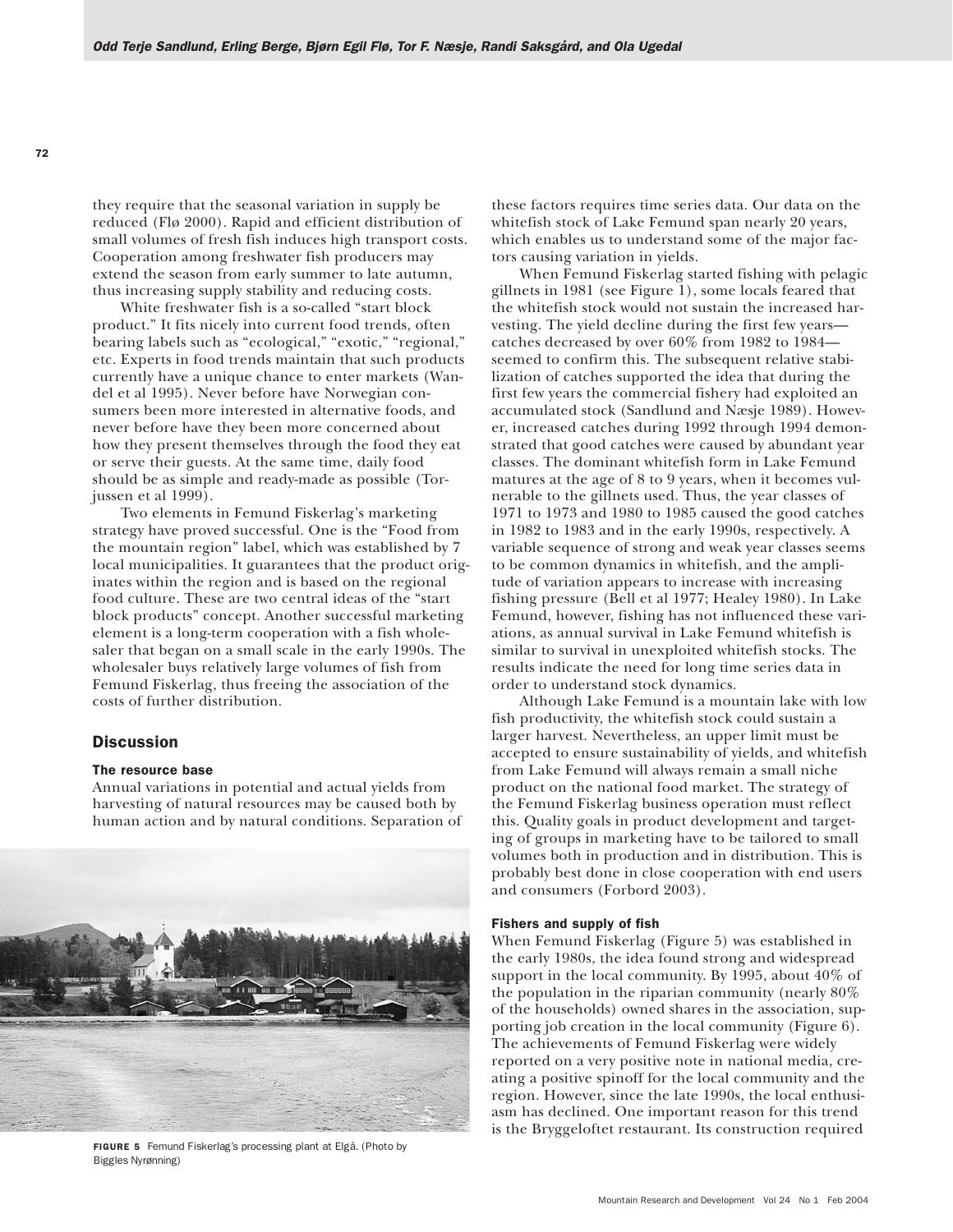they require that the seasonal variation in supply be reduced (Flø 2000). Rapid and efficient distribution of small volumes of fresh fish induces high transport costs. Cooperation among freshwater fish producers may extend the season from early summer to late autumn, thus increasing supply stability and reducing costs.

White freshwater fish is a so-called "start block product." It fits nicely into current food trends, often bearing labels such as "ecological," "exotic," "regional," etc. Experts in food trends maintain that such products currently have a unique chance to enter markets (Wandel et al 1995). Never before have Norwegian consumers been more interested in alternative foods, and never before have they been more concerned about how they present themselves through the food they eat or serve their guests. At the same time, daily food should be as simple and ready-made as possible (Torjussen et al 1999).

Two elements in Femund Fiskerlag's marketing strategy have proved successful. One is the "Food from the mountain region" label, which was established by 7 local municipalities. It guarantees that the product originates within the region and is based on the regional food culture. These are two central ideas of the "start block products" concept. Another successful marketing element is a long-term cooperation with a fish wholesaler that began on a small scale in the early 1990s. The wholesaler buys relatively large volumes of fish from Femund Fiskerlag, thus freeing the association of the costs of further distribution.

## Discussion

### The resource base

Annual variations in potential and actual yields from harvesting of natural resources may be caused both by human action and by natural conditions. Separation of these factors requires time series data. Our data on the whitefish stock of Lake Femund span nearly 20 years, which enables us to understand some of the major factors causing variation in yields.

When Femund Fiskerlag started fishing with pelagic gillnets in 1981 (see Figure 1), some locals feared that the whitefish stock would not sustain the increased harvesting. The yield decline during the first few years—catches decreased by over 60% from 1982 to 1984—seemed to confirm this. The subsequent relative stabilization of catches supported the idea that during the first few years the commercial fishery had exploited an accumulated stock (Sandlund and Næsje 1989). However, increased catches during 1992 through 1994 demonstrated that good catches were caused by abundant year classes. The dominant whitefish form in Lake Femund matures at the age of 8 to 9 years, when it becomes vulnerable to the gillnets used. Thus, the year classes of 1971 to 1973 and 1980 to 1985 caused the good catches in 1982 to 1983 and in the early 1990s, respectively. A variable sequence of strong and weak year classes seems to be common dynamics in whitefish, and the amplitude of variation appears to increase with increasing fishing pressure (Bell et al 1977; Healey 1980). In Lake Femund, however, fishing has not influenced these variations, as annual survival in Lake Femund whitefish is similar to survival in unexploited whitefish stocks. The results indicate the need for long time series data in order to understand stock dynamics.

Although Lake Femund is a mountain lake with low fish productivity, the whitefish stock could sustain a larger harvest. Nevertheless, an upper limit must be accepted to ensure sustainability of yields, and whitefish from Lake Femund will always remain a small niche product on the national food market. The strategy of the Femund Fiskerlag business operation must reflect this. Quality goals in product development and targeting of groups in marketing have to be tailored to small volumes both in production and in distribution. This is probably best done in close cooperation with end users and consumers (Forbord 2003).

**FIGURE 5** Femund Fiskerlag's processing plant at Elgå. (Photo by Biggles Nyrønning)

### Fishers and supply of fish

When Femund Fiskerlag (Figure 5) was established in the early 1980s, the idea found strong and widespread support in the local community. By 1995, about 40% of the population in the riparian community (nearly 80% of the households) owned shares in the association, supporting job creation in the local community (Figure 6). The achievements of Femund Fiskerlag were widely reported on a very positive note in national media, creating a positive spinoff for the local community and the region. However, since the late 1990s, the local enthusiasm has declined. One important reason for this trend is the Bryggeloftet restaurant. Its construction required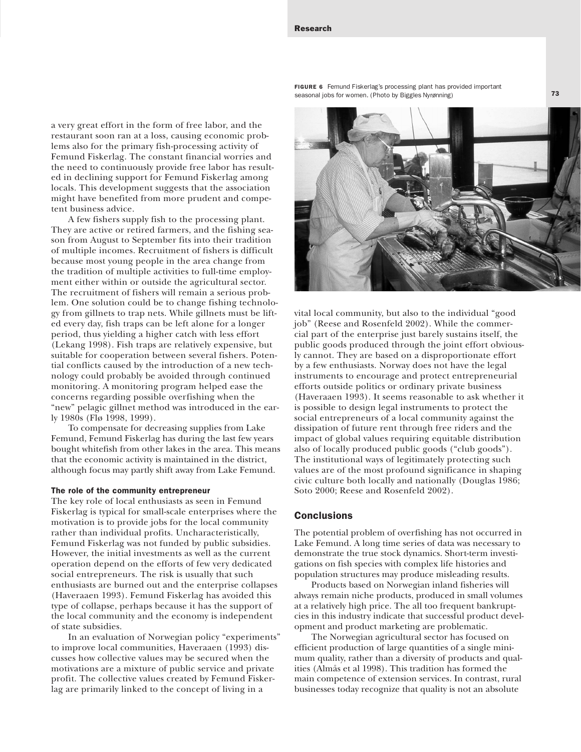a very great effort in the form of free labor, and the restaurant soon ran at a loss, causing economic problems also for the primary fish-processing activity of Femund Fiskerlag. The constant financial worries and the need to continuously provide free labor has resulted in declining support for Femund Fiskerlag among locals. This development suggests that the association might have benefited from more prudent and competent business advice.

A few fishers supply fish to the processing plant. They are active or retired farmers, and the fishing season from August to September fits into their tradition of multiple incomes. Recruitment of fishers is difficult because most young people in the area change from the tradition of multiple activities to full-time employment either within or outside the agricultural sector. The recruitment of fishers will remain a serious problem. One solution could be to change fishing technology from gillnets to trap nets. While gillnets must be lifted every day, fish traps can be left alone for a longer period, thus yielding a higher catch with less effort (Lekang 1998). Fish traps are relatively expensive, but suitable for cooperation between several fishers. Potential conflicts caused by the introduction of a new technology could probably be avoided through continued monitoring. A monitoring program helped ease the concerns regarding possible overfishing when the "new" pelagic gillnet method was introduced in the early 1980s (Flø 1998, 1999).

To compensate for decreasing supplies from Lake Femund, Femund Fiskerlag has during the last few years bought whitefish from other lakes in the area. This means that the economic activity is maintained in the district, although focus may partly shift away from Lake Femund.

### The role of the community entrepreneur

The key role of local enthusiasts as seen in Femund Fiskerlag is typical for small-scale enterprises where the motivation is to provide jobs for the local community rather than individual profits. Uncharacteristically, Femund Fiskerlag was not funded by public subsidies. However, the initial investments as well as the current operation depend on the efforts of few very dedicated social entrepreneurs. The risk is usually that such enthusiasts are burned out and the enterprise collapses (Haveraaen 1993). Femund Fiskerlag has avoided this type of collapse, perhaps because it has the support of the local community and the economy is independent of state subsidies.

In an evaluation of Norwegian policy "experiments" to improve local communities, Haveraaen (1993) discusses how collective values may be secured when the motivations are a mixture of public service and private profit. The collective values created by Femund Fiskerlag are primarily linked to the concept of living in a vital local community, but also to the individual "good job" (Reese and Rosenfeld 2002). While the commercial part of the enterprise just barely sustains itself, the public goods produced through the joint effort obviously cannot. They are based on a disproportionate effort by a few enthusiasts. Norway does not have the legal instruments to encourage and protect entrepreneurial efforts outside politics or ordinary private business (Haveraaen 1993). It seems reasonable to ask whether it is possible to design legal instruments to protect the social entrepreneurs of a local community against the dissipation of future rent through free riders and the impact of global values requiring equitable distribution also of locally produced public goods ("club goods"). The institutional ways of legitimately protecting such values are of the most profound significance in shaping civic culture both locally and nationally (Douglas 1986; Soto 2000; Reese and Rosenfeld 2002).

**FIGURE 6** Femund Fiskerlag's processing plant has provided important seasonal jobs for women. (Photo by Biggles Nyrønning)

## Conclusions

The potential problem of overfishing has not occurred in Lake Femund. A long time series of data was necessary to demonstrate the true stock dynamics. Short-term investigations on fish species with complex life histories and population structures may produce misleading results.

Products based on Norwegian inland fisheries will always remain niche products, produced in small volumes at a relatively high price. The all too frequent bankruptcies in this industry indicate that successful product development and product marketing are problematic.

The Norwegian agricultural sector has focused on efficient production of large quantities of a single minimum quality, rather than a diversity of products and qualities (Almås et al 1998). This tradition has formed the main competence of extension services. In contrast, rural businesses today recognize that quality is not an absolute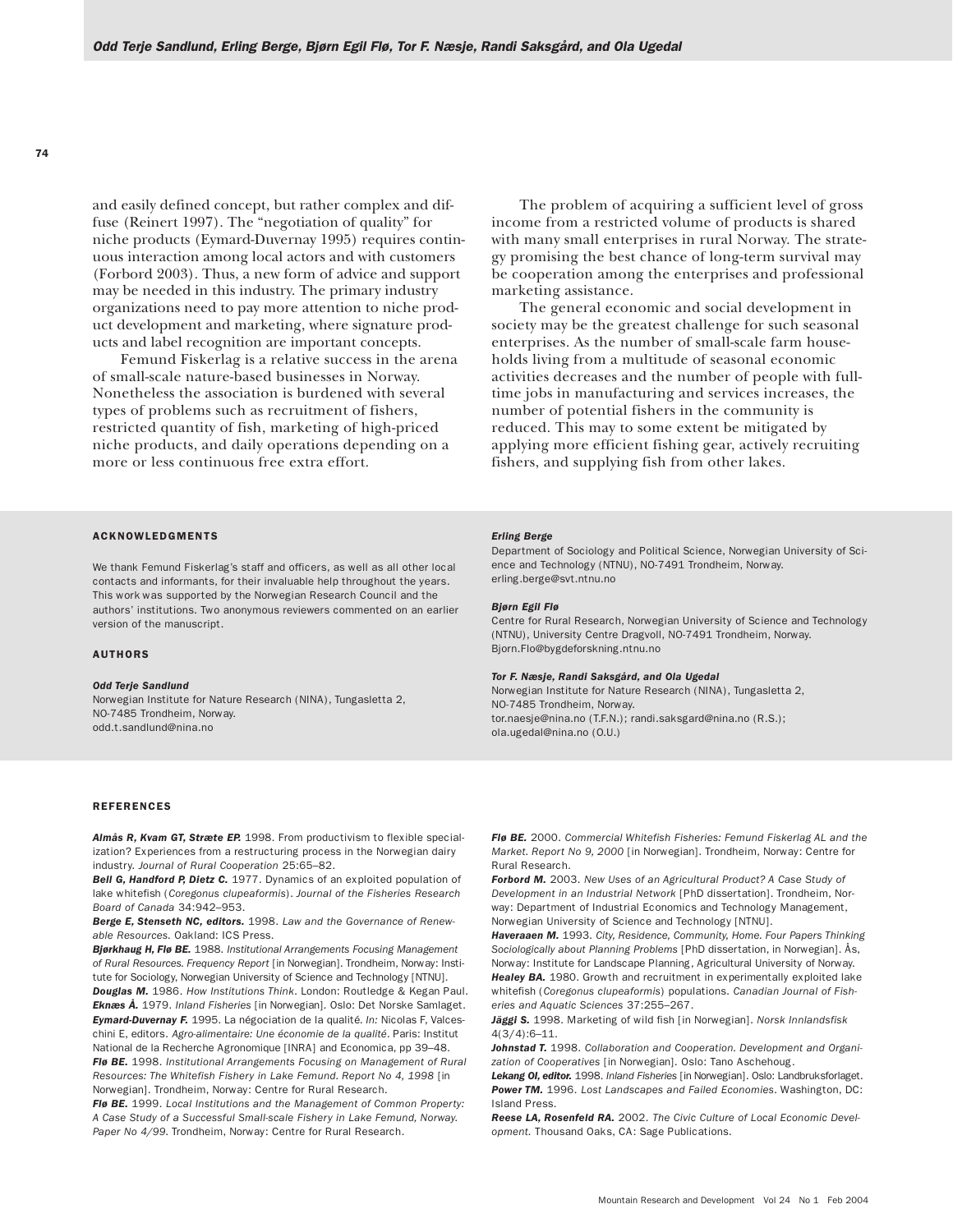and easily defined concept, but rather complex and diffuse (Reinert 1997). The "negotiation of quality" for niche products (Eymard-Duvernay 1995) requires continuous interaction among local actors and with customers (Forbord 2003). Thus, a new form of advice and support may be needed in this industry. The primary industry organizations need to pay more attention to niche product development and marketing, where signature products and label recognition are important concepts.

Femund Fiskerlag is a relative success in the arena of small-scale nature-based businesses in Norway. Nonetheless the association is burdened with several types of problems such as recruitment of fishers, restricted quantity of fish, marketing of high-priced niche products, and daily operations depending on a more or less continuous free extra effort.

The problem of acquiring a sufficient level of gross income from a restricted volume of products is shared with many small enterprises in rural Norway. The strategy promising the best chance of long-term survival may be cooperation among the enterprises and professional marketing assistance.

The general economic and social development in society may be the greatest challenge for such seasonal enterprises. As the number of small-scale farm households living from a multitude of seasonal economic activities decreases and the number of people with full-time jobs in manufacturing and services increases, the number of potential fishers in the community is reduced. This may to some extent be mitigated by applying more efficient fishing gear, actively recruiting fishers, and supplying fish from other lakes.

## ACKNOWLEDGMENTS

We thank Femund Fiskerlag's staff and officers, as well as all other local contacts and informants, for their invaluable help throughout the years. This work was supported by the Norwegian Research Council and the authors' institutions. Two anonymous reviewers commented on an earlier version of the manuscript.

## AUTHORS

***Odd Terje Sandlund***
Norwegian Institute for Nature Research (NINA), Tungasletta 2, NO-7485 Trondheim, Norway.
odd.t.sandlund@nina.no

***Erling Berge***
Department of Sociology and Political Science, Norwegian University of Science and Technology (NTNU), NO-7491 Trondheim, Norway.
erling.berge@svt.ntnu.no

***Bjørn Egil Flø***
Centre for Rural Research, Norwegian University of Science and Technology (NTNU), University Centre Dragvoll, NO-7491 Trondheim, Norway.
Bjorn.Flo@bygdeforskning.ntnu.no

***Tor F. Næsje, Randi Saksgård, and Ola Ugedal***
Norwegian Institute for Nature Research (NINA), Tungasletta 2, NO-7485 Trondheim, Norway.
tor.naesje@nina.no (T.F.N.); randi.saksgard@nina.no (R.S.); ola.ugedal@nina.no (O.U.)

## REFERENCES

***Almås R, Kvam GT, Stræte EP.*** 1998. From productivism to flexible specialization? Experiences from a restructuring process in the Norwegian dairy industry. *Journal of Rural Cooperation* 25:65–82.

***Bell G, Handford P, Dietz C.*** 1977. Dynamics of an exploited population of lake whitefish (*Coregonus clupeaformis*). *Journal of the Fisheries Research Board of Canada* 34:942–953.

***Berge E, Stenseth NC, editors.*** 1998. *Law and the Governance of Renewable Resources.* Oakland: ICS Press.

***Bjørkhaug H, Flø BE.*** 1988. *Institutional Arrangements Focusing Management of Rural Resources. Frequency Report* [in Norwegian]. Trondheim, Norway: Institute for Sociology, Norwegian University of Science and Technology [NTNU].

***Douglas M.*** 1986. *How Institutions Think.* London: Routledge & Kegan Paul.

***Eknæs Å.*** 1979. *Inland Fisheries* [in Norwegian]. Oslo: Det Norske Samlaget.

***Eymard-Duvernay F.*** 1995. La négociation de la qualité. *In:* Nicolas F, Valceschini E, editors. *Agro-alimentaire: Une économie de la qualité.* Paris: Institut National de la Recherche Agronomique [INRA] and Economica, pp 39–48.

***Flø BE.*** 1998. *Institutional Arrangements Focusing on Management of Rural Resources: The Whitefish Fishery in Lake Femund. Report No 4, 1998* [in Norwegian]. Trondheim, Norway: Centre for Rural Research.

***Flø BE.*** 1999. *Local Institutions and the Management of Common Property: A Case Study of a Successful Small-scale Fishery in Lake Femund, Norway. Paper No 4/99.* Trondheim, Norway: Centre for Rural Research.

***Flø BE.*** 2000. *Commercial Whitefish Fisheries: Femund Fiskerlag AL and the Market. Report No 9, 2000* [in Norwegian]. Trondheim, Norway: Centre for Rural Research.

***Forbord M.*** 2003. *New Uses of an Agricultural Product? A Case Study of Development in an Industrial Network* [PhD dissertation]. Trondheim, Norway: Department of Industrial Economics and Technology Management, Norwegian University of Science and Technology [NTNU].

***Haveraaen M.*** 1993. *City, Residence, Community, Home. Four Papers Thinking Sociologically about Planning Problems* [PhD dissertation, in Norwegian]. Ås, Norway: Institute for Landscape Planning, Agricultural University of Norway.

***Healey BA.*** 1980. Growth and recruitment in experimentally exploited lake whitefish (*Coregonus clupeaformis*) populations. *Canadian Journal of Fisheries and Aquatic Sciences* 37:255–267.

***Jäggi S.*** 1998. Marketing of wild fish [in Norwegian]. *Norsk Innlandsfisk* 4(3/4):6–11.

***Johnstad T.*** 1998. *Collaboration and Cooperation. Development and Organization of Cooperatives* [in Norwegian]. Oslo: Tano Aschehoug.

***Lekang OI, editor.*** 1998. *Inland Fisheries* [in Norwegian]. Oslo: Landbruksforlaget.

***Power TM.*** 1996. *Lost Landscapes and Failed Economies.* Washington, DC: Island Press.

***Reese LA, Rosenfeld RA.*** 2002. *The Civic Culture of Local Economic Development.* Thousand Oaks, CA: Sage Publications.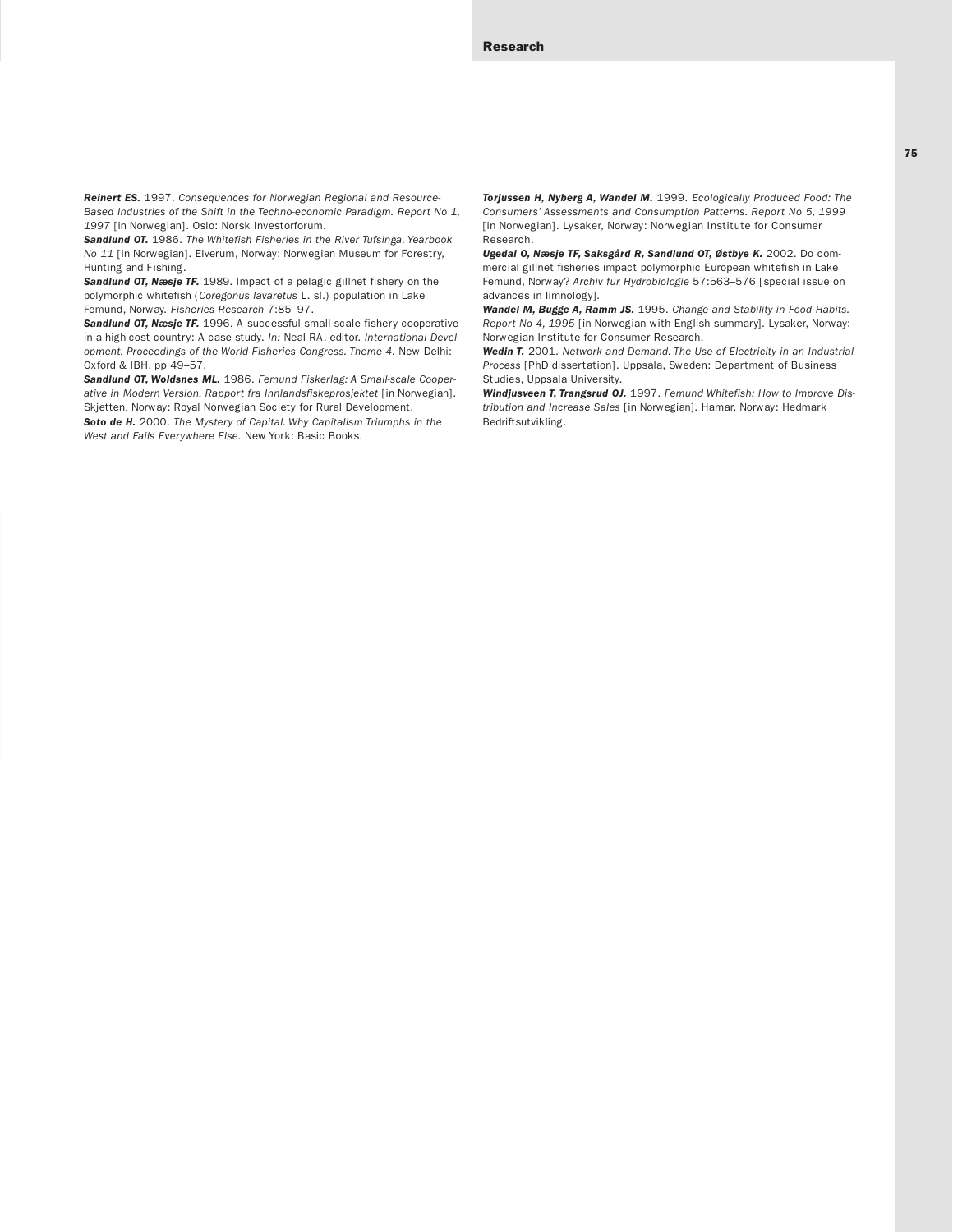***Reinert ES.*** 1997. *Consequences for Norwegian Regional and Resource-Based Industries of the Shift in the Techno-economic Paradigm. Report No 1, 1997* [in Norwegian]. Oslo: Norsk Investorforum.

***Sandlund OT.*** 1986. *The Whitefish Fisheries in the River Tufsinga. Yearbook No 11* [in Norwegian]. Elverum, Norway: Norwegian Museum for Forestry, Hunting and Fishing.

***Sandlund OT, Næsje TF.*** 1989. Impact of a pelagic gillnet fishery on the polymorphic whitefish (*Coregonus lavaretus* L. sl.) population in Lake Femund, Norway. *Fisheries Research* 7:85–97.

***Sandlund OT, Næsje TF.*** 1996. A successful small-scale fishery cooperative in a high-cost country: A case study. *In:* Neal RA, editor. *International Development. Proceedings of the World Fisheries Congress. Theme 4.* New Delhi: Oxford & IBH, pp 49–57.

***Sandlund OT, Woldsnes ML.*** 1986. *Femund Fiskerlag: A Small-scale Cooperative in Modern Version. Rapport fra Innlandsfiskeprosjektet* [in Norwegian]. Skjetten, Norway: Royal Norwegian Society for Rural Development.

***Soto de H.*** 2000. *The Mystery of Capital. Why Capitalism Triumphs in the West and Fails Everywhere Else.* New York: Basic Books.

***Torjussen H, Nyberg A, Wandel M.*** 1999. *Ecologically Produced Food: The Consumers' Assessments and Consumption Patterns. Report No 5, 1999* [in Norwegian]. Lysaker, Norway: Norwegian Institute for Consumer Research.

***Ugedal O, Næsje TF, Saksgård R, Sandlund OT, Østbye K.*** 2002. Do commercial gillnet fisheries impact polymorphic European whitefish in Lake Femund, Norway? *Archiv für Hydrobiologie* 57:563–576 [special issue on advances in limnology].

***Wandel M, Bugge A, Ramm JS.*** 1995. *Change and Stability in Food Habits. Report No 4, 1995* [in Norwegian with English summary]. Lysaker, Norway: Norwegian Institute for Consumer Research.

***Wedin T.*** 2001. *Network and Demand. The Use of Electricity in an Industrial Process* [PhD dissertation]. Uppsala, Sweden: Department of Business Studies, Uppsala University.

***Windjusveen T, Trangsrud OJ.*** 1997. *Femund Whitefish: How to Improve Distribution and Increase Sales* [in Norwegian]. Hamar, Norway: Hedmark Bedriftsutvikling.